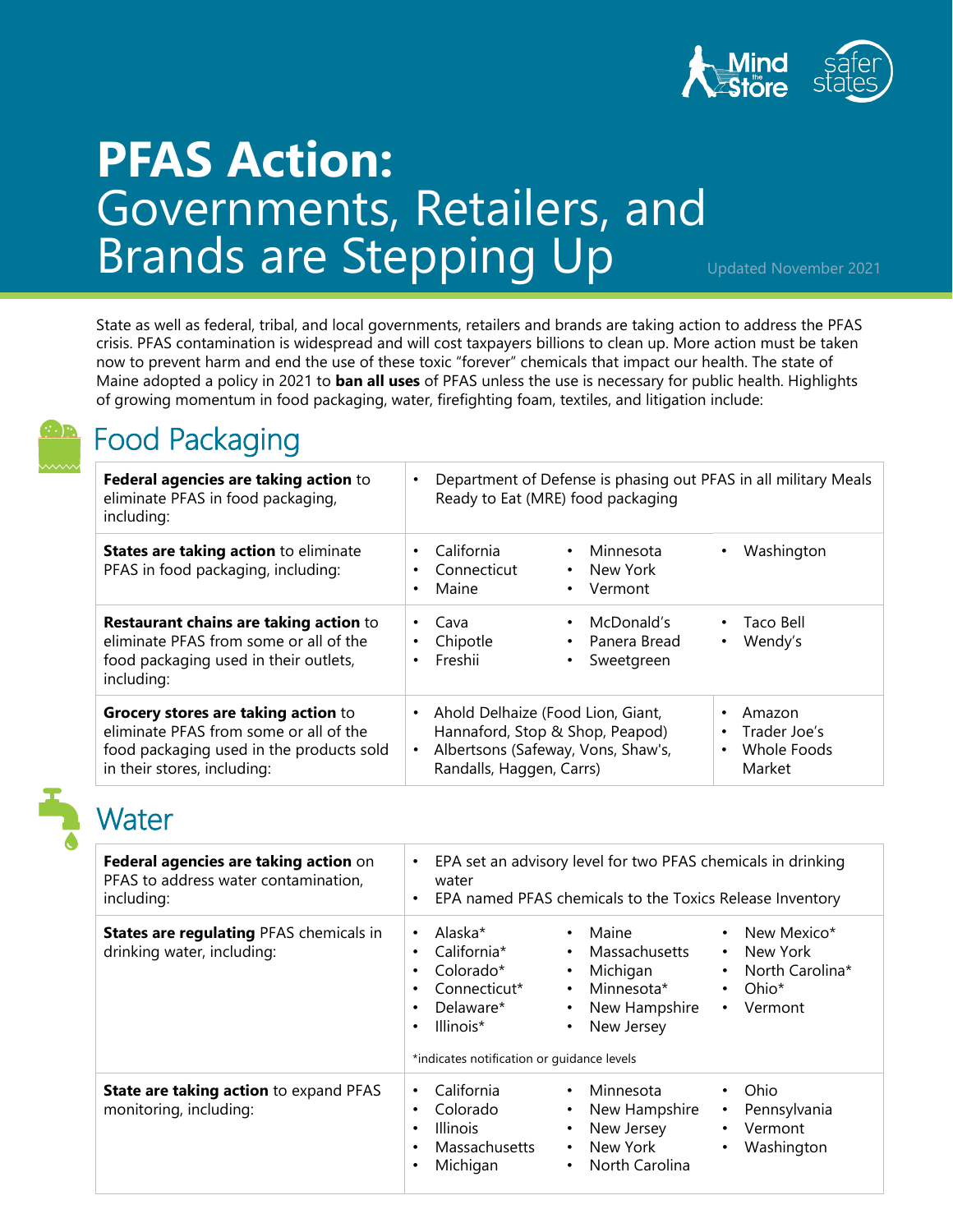# PFAS Action: Governments, Retailers, and Brands are Stepping Up

Updated November 2021

State as well as federal, tribal, and local governments, retailers and brands are taking action to address the PFAS crisis. PFAS contamination is widespread and will cost taxpayers billions to clean up. More action must be taken now to prevent harm and end the use of these toxic "forever" chemicals that impact our health. The state of Maine adopted a policy in 2021 to **ban all uses** of PFAS unless the use is necessary for public health. Highlights of growing momentum in food packaging, water, firefighting foam, textiles, and litigation include:

## Food Packaging

| | |
|---|---|
| **Federal agencies are taking action** to eliminate PFAS in food packaging, including: | • Department of Defense is phasing out PFAS in all military Meals Ready to Eat (MRE) food packaging |
| **States are taking action** to eliminate PFAS in food packaging, including: | • California<br>• Connecticut<br>• Maine<br>• Minnesota<br>• New York<br>• Vermont<br>• Washington |
| **Restaurant chains are taking action** to eliminate PFAS from some or all of the food packaging used in their outlets, including: | • Cava<br>• Chipotle<br>• Freshii<br>• McDonald's<br>• Panera Bread<br>• Sweetgreen<br>• Taco Bell<br>• Wendy's |
| **Grocery stores are taking action** to eliminate PFAS from some or all of the food packaging used in the products sold in their stores, including: | • Ahold Delhaize (Food Lion, Giant, Hannaford, Stop & Shop, Peapod)<br>• Albertsons (Safeway, Vons, Shaw's, Randalls, Haggen, Carrs)<br>• Amazon<br>• Trader Joe's<br>• Whole Foods Market |

## Water

| | |
|---|---|
| **Federal agencies are taking action** on PFAS to address water contamination, including: | • EPA set an advisory level for two PFAS chemicals in drinking water<br>• EPA named PFAS chemicals to the Toxics Release Inventory |
| **States are regulating** PFAS chemicals in drinking water, including: | • Alaska*<br>• California*<br>• Colorado*<br>• Connecticut*<br>• Delaware*<br>• Illinois*<br>• Maine<br>• Massachusetts<br>• Michigan<br>• Minnesota*<br>• New Hampshire<br>• New Jersey<br>• New Mexico*<br>• New York<br>• North Carolina*<br>• Ohio*<br>• Vermont<br><br>*indicates notification or guidance levels |
| **State are taking action** to expand PFAS monitoring, including: | • California<br>• Colorado<br>• Illinois<br>• Massachusetts<br>• Michigan<br>• Minnesota<br>• New Hampshire<br>• New Jersey<br>• New York<br>• North Carolina<br>• Ohio<br>• Pennsylvania<br>• Vermont<br>• Washington |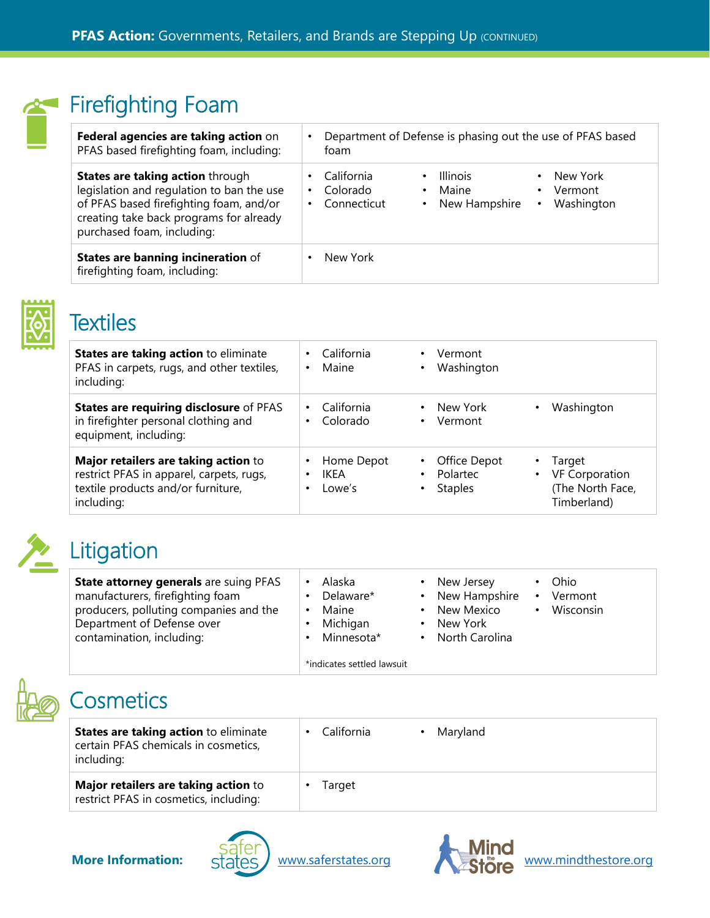## PFAS Action: Governments, Retailers, and Brands are Stepping Up (CONTINUED)

# Firefighting Foam

| | | | |
|---|---|---|---|
| **Federal agencies are taking action** on PFAS based firefighting foam, including: | • Department of Defense is phasing out the use of PFAS based foam | | |
| **States are taking action** through legislation and regulation to ban the use of PFAS based firefighting foam, and/or creating take back programs for already purchased foam, including: | • California<br>• Colorado<br>• Connecticut | • Illinois<br>• Maine<br>• New Hampshire | • New York<br>• Vermont<br>• Washington |
| **States are banning incineration** of firefighting foam, including: | • New York | | |

# Textiles

| | | | |
|---|---|---|---|
| **States are taking action** to eliminate PFAS in carpets, rugs, and other textiles, including: | • California<br>• Maine | • Vermont<br>• Washington | |
| **States are requiring disclosure** of PFAS in firefighter personal clothing and equipment, including: | • California<br>• Colorado | • New York<br>• Vermont | • Washington |
| **Major retailers are taking action** to restrict PFAS in apparel, carpets, rugs, textile products and/or furniture, including: | • Home Depot<br>• IKEA<br>• Lowe's | • Office Depot<br>• Polartec<br>• Staples | • Target<br>• VF Corporation (The North Face, Timberland) |

# Litigation

| | | | |
|---|---|---|---|
| **State attorney generals** are suing PFAS manufacturers, firefighting foam producers, polluting companies and the Department of Defense over contamination, including: | • Alaska<br>• Delaware*<br>• Maine<br>• Michigan<br>• Minnesota*<br><br>*indicates settled lawsuit | • New Jersey<br>• New Hampshire<br>• New Mexico<br>• New York<br>• North Carolina | • Ohio<br>• Vermont<br>• Wisconsin |

# Cosmetics

| | | |
|---|---|---|
| **States are taking action** to eliminate certain PFAS chemicals in cosmetics, including: | • California | • Maryland |
| **Major retailers are taking action** to restrict PFAS in cosmetics, including: | • Target | |

**More Information:** safer states www.saferstates.org Mind the Store www.mindthestore.org